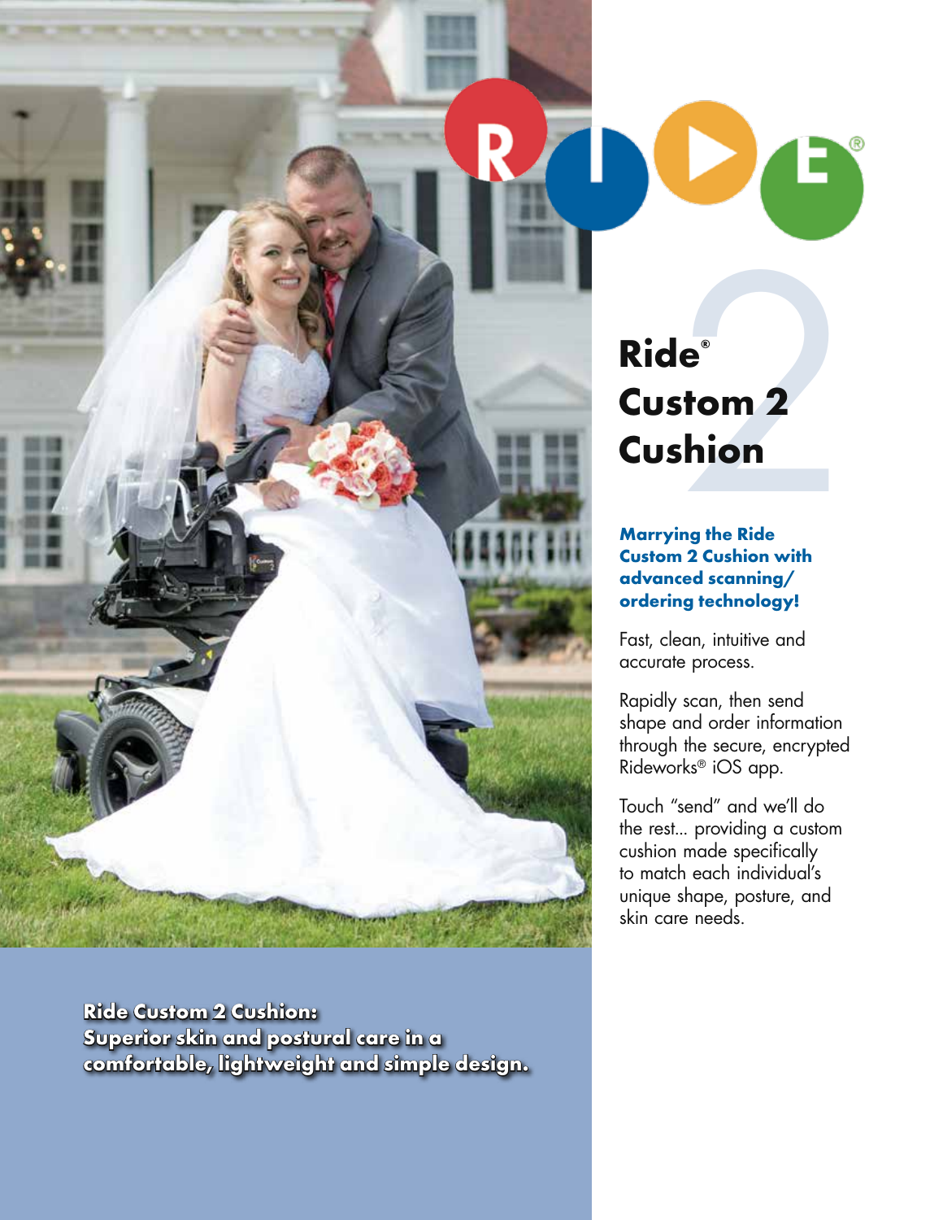# Ride® Custom 2 Cushion

**Marrying the Ride Custom 2 Cushion with advanced scanning/ordering technology!**

Fast, clean, intuitive and accurate process.

Rapidly scan, then send shape and order information through the secure, encrypted Rideworks® iOS app.

Touch "send" and we'll do the rest... providing a custom cushion made specifically to match each individual's unique shape, posture, and skin care needs.

**Ride Custom 2 Cushion:**
**Superior skin and postural care in a comfortable, lightweight and simple design.**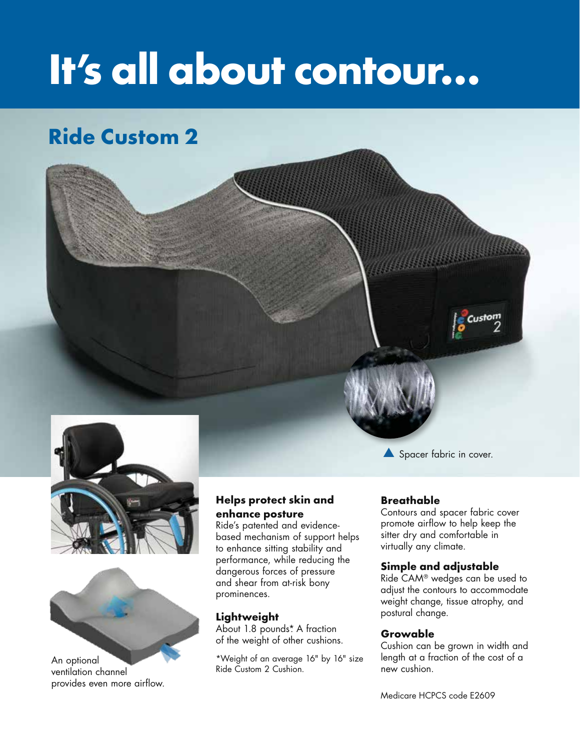# It's all about contour...

## Ride Custom 2

▲ Spacer fabric in cover.

An optional ventilation channel provides even more airflow.

### Helps protect skin and enhance posture

Ride's patented and evidence-based mechanism of support helps to enhance sitting stability and performance, while reducing the dangerous forces of pressure and shear from at-risk bony prominences.

### Lightweight

About 1.8 pounds.* A fraction of the weight of other cushions.

*Weight of an average 16" by 16" size Ride Custom 2 Cushion.

### Breathable

Contours and spacer fabric cover promote airflow to help keep the sitter dry and comfortable in virtually any climate.

### Simple and adjustable

Ride CAM® wedges can be used to adjust the contours to accommodate weight change, tissue atrophy, and postural change.

### Growable

Cushion can be grown in width and length at a fraction of the cost of a new cushion.

Medicare HCPCS code E2609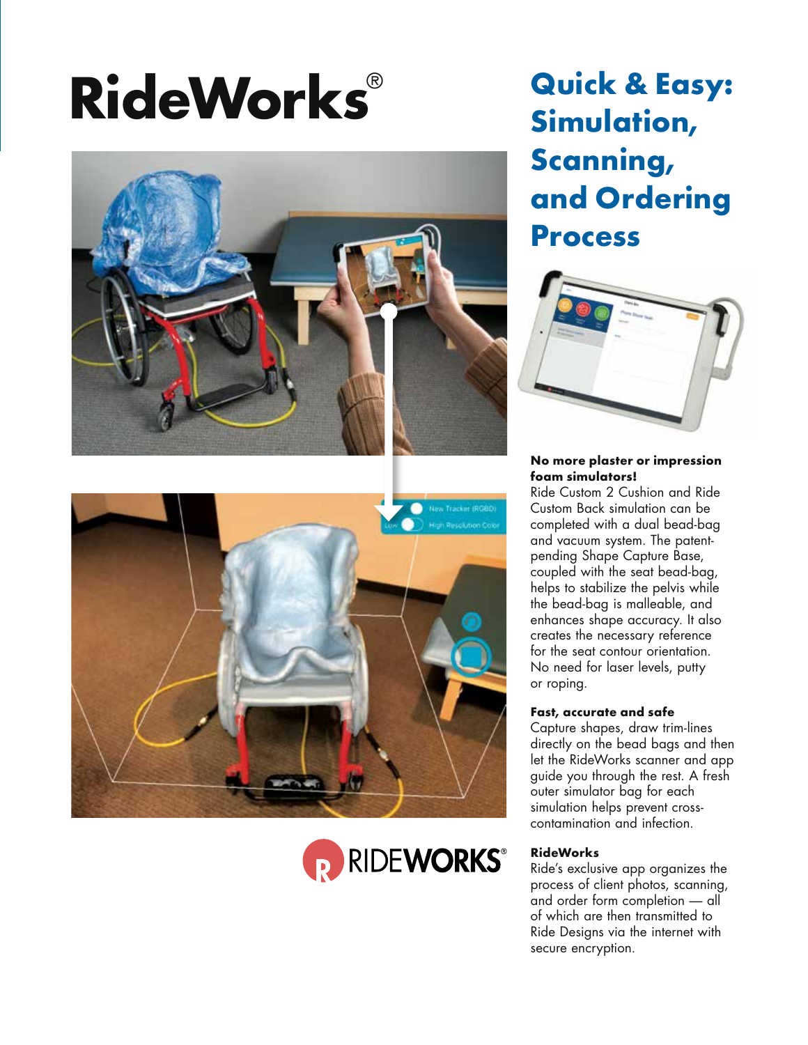# RideWorks®

## Quick & Easy: Simulation, Scanning, and Ordering Process

**No more plaster or impression foam simulators!**
Ride Custom 2 Cushion and Ride Custom Back simulation can be completed with a dual bead-bag and vacuum system. The patent-pending Shape Capture Base, coupled with the seat bead-bag, helps to stabilize the pelvis while the bead-bag is malleable, and enhances shape accuracy. It also creates the necessary reference for the seat contour orientation. No need for laser levels, putty or roping.

**Fast, accurate and safe**
Capture shapes, draw trim-lines directly on the bead bags and then let the RideWorks scanner and app guide you through the rest. A fresh outer simulator bag for each simulation helps prevent cross-contamination and infection.

**RideWorks**
Ride's exclusive app organizes the process of client photos, scanning, and order form completion — all of which are then transmitted to Ride Designs via the internet with secure encryption.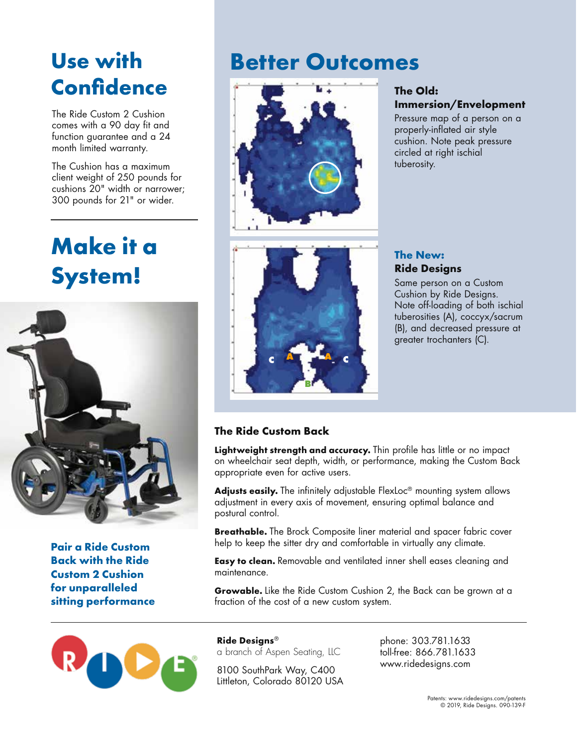## Use with Confidence

The Ride Custom 2 Cushion comes with a 90 day fit and function guarantee and a 24 month limited warranty.

The Cushion has a maximum client weight of 250 pounds for cushions 20" width or narrower; 300 pounds for 21" or wider.

## Make it a System!

**Pair a Ride Custom Back with the Ride Custom 2 Cushion for unparalleled sitting performance**

## Better Outcomes

**The Old: Immersion/Envelopment**

Pressure map of a person on a properly-inflated air style cushion. Note peak pressure circled at right ischial tuberosity.

C A A C

B

**The New: Ride Designs**

Same person on a Custom Cushion by Ride Designs. Note off-loading of both ischial tuberosities (A), coccyx/sacrum (B), and decreased pressure at greater trochanters (C).

### The Ride Custom Back

**Lightweight strength and accuracy.** Thin profile has little or no impact on wheelchair seat depth, width, or performance, making the Custom Back appropriate even for active users.

**Adjusts easily.** The infinitely adjustable FlexLoc® mounting system allows adjustment in every axis of movement, ensuring optimal balance and postural control.

**Breathable.** The Brock Composite liner material and spacer fabric cover help to keep the sitter dry and comfortable in virtually any climate.

**Easy to clean.** Removable and ventilated inner shell eases cleaning and maintenance.

**Growable.** Like the Ride Custom Cushion 2, the Back can be grown at a fraction of the cost of a new custom system.

---

**Ride Designs®**
a branch of Aspen Seating, LLC

8100 SouthPark Way, C400
Littleton, Colorado 80120 USA

phone: 303.781.1633
toll-free: 866.781.1633
www.ridedesigns.com

Patents: www.ridedesigns.com/patents
© 2019, Ride Designs. 090-139-F